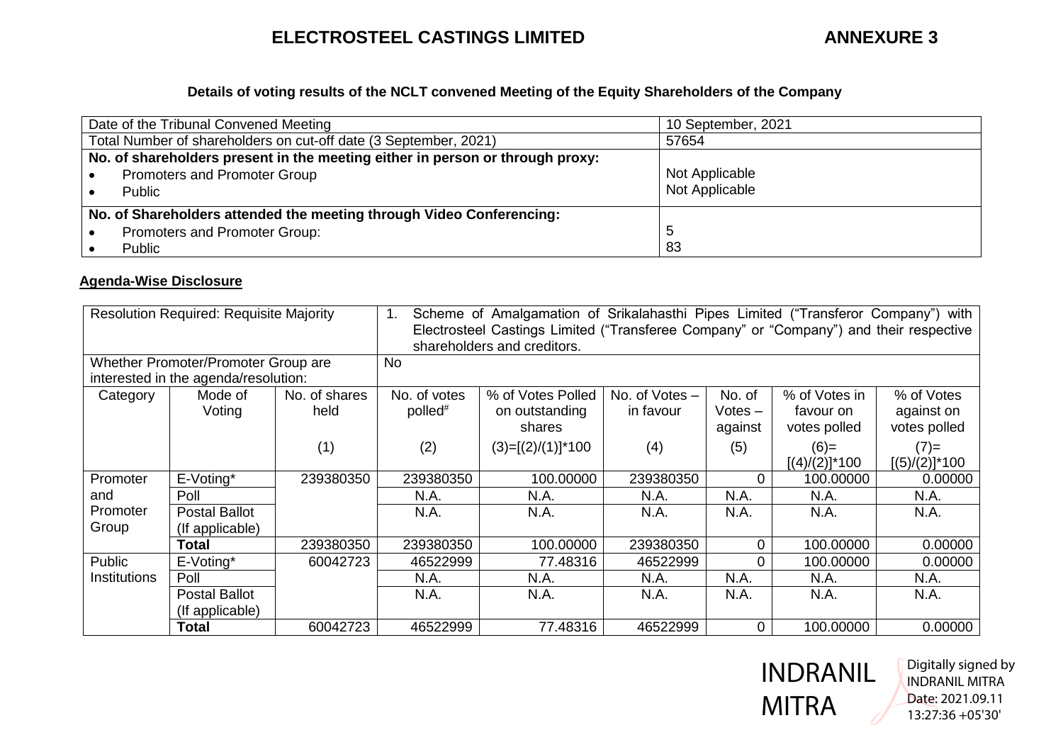# ELECTROSTEEL CASTINGS LIMITED

**ANNEXURE 3**

**Details of voting results of the NCLT convened Meeting of the Equity Shareholders of the Company**

| | |
|---|---|
| Date of the Tribunal Convened Meeting | 10 September, 2021 |
| Total Number of shareholders on cut-off date (3 September, 2021) | 57654 |
| **No. of shareholders present in the meeting either in person or through proxy:**<br>• Promoters and Promoter Group<br>• Public | <br>Not Applicable<br>Not Applicable |
| **No. of Shareholders attended the meeting through Video Conferencing:**<br>• Promoters and Promoter Group:<br>• Public | <br>5<br>83 |

**Agenda-Wise Disclosure**

| Resolution Required: Requisite Majority | | | 1. Scheme of Amalgamation of Srikalahasthi Pipes Limited ("Transferor Company") with Electrosteel Castings Limited ("Transferee Company" or "Company") and their respective shareholders and creditors. | | | | | |
|---|---|---|---|---|---|---|---|---|
| Whether Promoter/Promoter Group are interested in the agenda/resolution: | | | No | | | | | |
| Category | Mode of Voting | No. of shares held | No. of votes polled# | % of Votes Polled on outstanding shares | No. of Votes – in favour | No. of Votes – against | % of Votes in favour on votes polled | % of Votes against on votes polled |
| | | (1) | (2) | (3)=[(2)/(1)]*100 | (4) | (5) | (6)=[(4)/(2)]*100 | (7)=[(5)/(2)]*100 |
| Promoter and Promoter Group | E-Voting* | 239380350 | 239380350 | 100.00000 | 239380350 | 0 | 100.00000 | 0.00000 |
| | Poll | | N.A. | N.A. | N.A. | N.A. | N.A. | N.A. |
| | Postal Ballot (If applicable) | | N.A. | N.A. | N.A. | N.A. | N.A. | N.A. |
| | **Total** | 239380350 | 239380350 | 100.00000 | 239380350 | 0 | 100.00000 | 0.00000 |
| Public Institutions | E-Voting* | 60042723 | 46522999 | 77.48316 | 46522999 | 0 | 100.00000 | 0.00000 |
| | Poll | | N.A. | N.A. | N.A. | N.A. | N.A. | N.A. |
| | Postal Ballot (If applicable) | | N.A. | N.A. | N.A. | N.A. | N.A. | N.A. |
| | **Total** | 60042723 | 46522999 | 77.48316 | 46522999 | 0 | 100.00000 | 0.00000 |

INDRANIL MITRA

Digitally signed by INDRANIL MITRA
Date: 2021.09.11 13:27:36 +05'30'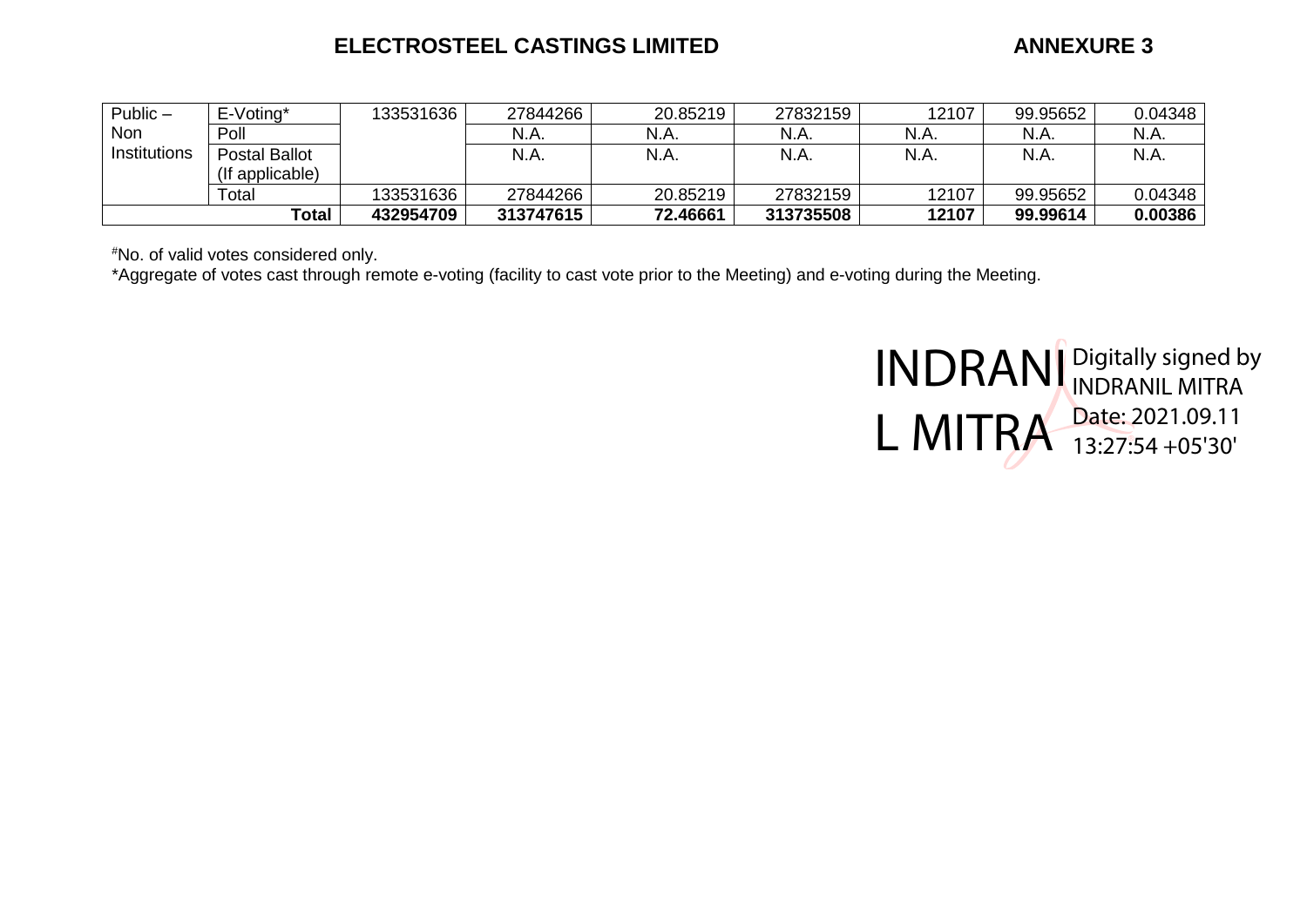**ELECTROSTEEL CASTINGS LIMITED** **ANNEXURE 3**

| | | | | | | | | |
|---|---|---|---|---|---|---|---|---|
| Public – Non Institutions | E-Voting* | 133531636 | 27844266 | 20.85219 | 27832159 | 12107 | 99.95652 | 0.04348 |
| | Poll | | N.A. | N.A. | N.A. | N.A. | N.A. | N.A. |
| | Postal Ballot (If applicable) | | N.A. | N.A. | N.A. | N.A. | N.A. | N.A. |
| | Total | 133531636 | 27844266 | 20.85219 | 27832159 | 12107 | 99.95652 | 0.04348 |
| **Total** | | **432954709** | **313747615** | **72.46661** | **313735508** | **12107** | **99.99614** | **0.00386** |

#No. of valid votes considered only.

*Aggregate of votes cast through remote e-voting (facility to cast vote prior to the Meeting) and e-voting during the Meeting.

INDRANIL MITRA Digitally signed by INDRANIL MITRA Date: 2021.09.11 13:27:54 +05'30'